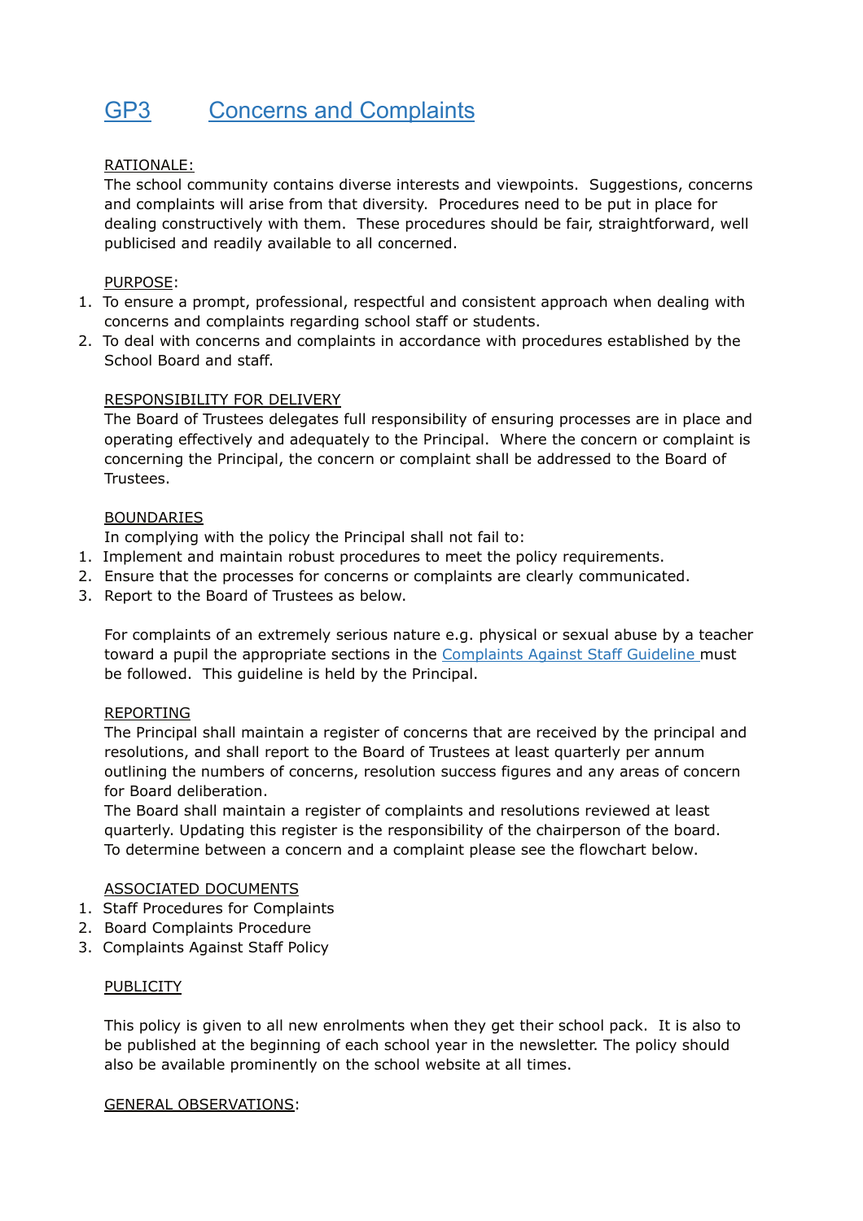# GP3 Concerns and Complaints

RATIONALE:

The school community contains diverse interests and viewpoints.  Suggestions, concerns and complaints will arise from that diversity.  Procedures need to be put in place for dealing constructively with them.  These procedures should be fair, straightforward, well publicised and readily available to all concerned.

PURPOSE:

1. To ensure a prompt, professional, respectful and consistent approach when dealing with concerns and complaints regarding school staff or students.
2. To deal with concerns and complaints in accordance with procedures established by the School Board and staff.

RESPONSIBILITY FOR DELIVERY

The Board of Trustees delegates full responsibility of ensuring processes are in place and operating effectively and adequately to the Principal.  Where the concern or complaint is concerning the Principal, the concern or complaint shall be addressed to the Board of Trustees.

BOUNDARIES

In complying with the policy the Principal shall not fail to:

1. Implement and maintain robust procedures to meet the policy requirements.
2. Ensure that the processes for concerns or complaints are clearly communicated.
3. Report to the Board of Trustees as below.

For complaints of an extremely serious nature e.g. physical or sexual abuse by a teacher toward a pupil the appropriate sections in the Complaints Against Staff Guideline must be followed.  This guideline is held by the Principal.

REPORTING

The Principal shall maintain a register of concerns that are received by the principal and resolutions, and shall report to the Board of Trustees at least quarterly per annum outlining the numbers of concerns, resolution success figures and any areas of concern for Board deliberation.

The Board shall maintain a register of complaints and resolutions reviewed at least quarterly. Updating this register is the responsibility of the chairperson of the board.

To determine between a concern and a complaint please see the flowchart below.

ASSOCIATED DOCUMENTS

1. Staff Procedures for Complaints
2. Board Complaints Procedure
3. Complaints Against Staff Policy

PUBLICITY

This policy is given to all new enrolments when they get their school pack.  It is also to be published at the beginning of each school year in the newsletter. The policy should also be available prominently on the school website at all times.

GENERAL OBSERVATIONS: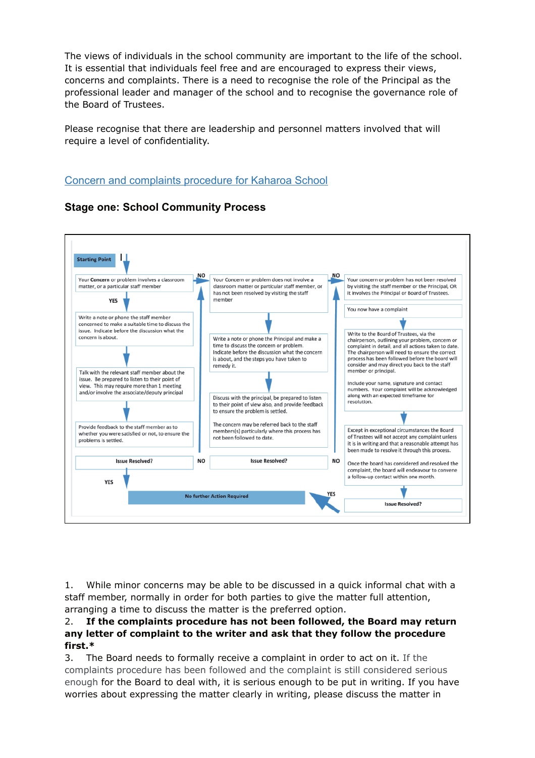The views of individuals in the school community are important to the life of the school. It is essential that individuals feel free and are encouraged to express their views, concerns and complaints. There is a need to recognise the role of the Principal as the professional leader and manager of the school and to recognise the governance role of the Board of Trustees.

Please recognise that there are leadership and personnel matters involved that will require a level of confidentiality.

[Concern and complaints procedure for Kaharoa School]()

## Stage one: School Community Process

**Starting Point**

Your **Concern** or problem involves a classroom matter, or a particular staff member

**YES**

Write a note or phone the staff member concerned to make a suitable time to discuss the issue. Indicate before the discussion what the concern is about.

Talk with the relevant staff member about the issue. Be prepared to listen to their point of view. This may require more than 1 meeting and/or involve the associate/deputy principal

Provide feedback to the staff member as to whether you were satisfied or not, to ensure the problems is settled.

**Issue Resolved?**

**YES**

**No further Action Required**

**NO**

Your Concern or problem does not involve a classroom matter or particular staff member, or has not been resolved by visiting the staff member

Write a note or phone the Principal and make a time to discuss the concern or problem. Indicate before the discussion what the concern is about, and the steps you have taken to remedy it.

Discuss with the principal, be prepared to listen to their point of view also, and provide feedback to ensure the problem is settled.

The concern may be referred back to the staff members(s) particularly where this process has not been followed to date.

**Issue Resolved?**

**NO**

Your concern or problem has not been resolved by visiting the staff member or the Principal, OR it involves the Principal or Board of Trustees.

You now have a complaint

Write to the Board of Trustees, via the chairperson, outlining your problem, concern or complaint in detail, and all actions taken to date. The chairperson will need to ensure the correct process has been followed before the board will consider and may direct you back to the staff member or principal.

Include your name, signature and contact numbers. Your complaint will be acknowledged along with an expected timeframe for resolution.

Except in exceptional circumstances the Board of Trustees will not accept any complaint unless it is in writing and that a reasonable attempt has been made to resolve it through this process.

Once the board has considered and resolved the complaint, the board will endeavour to convene a follow-up contact within one month.

**Issue Resolved?**

**YES**

1. While minor concerns may be able to be discussed in a quick informal chat with a staff member, normally in order for both parties to give the matter full attention, arranging a time to discuss the matter is the preferred option.
2. **If the complaints procedure has not been followed, the Board may return any letter of complaint to the writer and ask that they follow the procedure first.***
3. The Board needs to formally receive a complaint in order to act on it. If the complaints procedure has been followed and the complaint is still considered serious enough for the Board to deal with, it is serious enough to be put in writing. If you have worries about expressing the matter clearly in writing, please discuss the matter in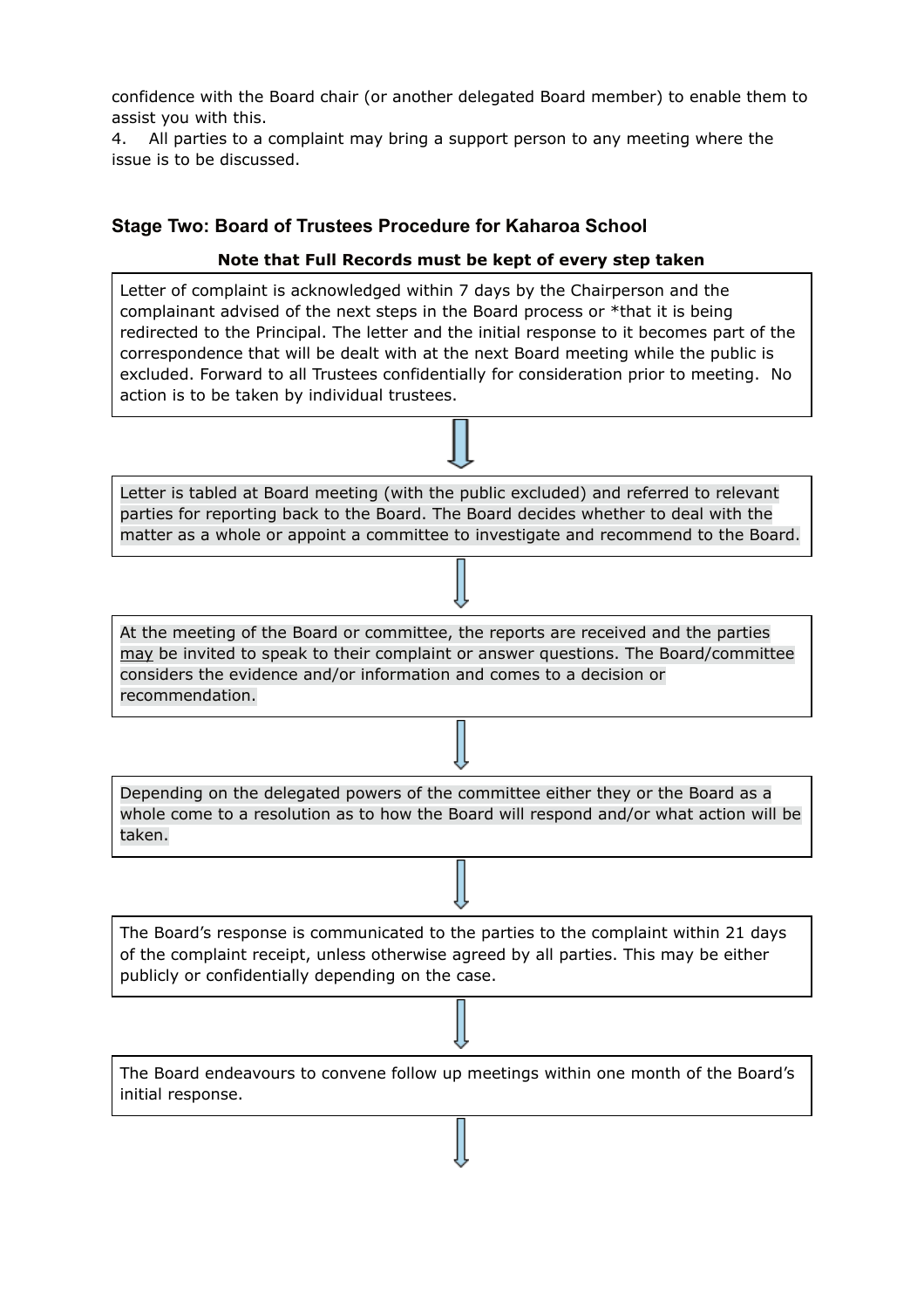confidence with the Board chair (or another delegated Board member) to enable them to assist you with this.

4. All parties to a complaint may bring a support person to any meeting where the issue is to be discussed.

### Stage Two: Board of Trustees Procedure for Kaharoa School

**Note that Full Records must be kept of every step taken**

Letter of complaint is acknowledged within 7 days by the Chairperson and the complainant advised of the next steps in the Board process or *that it is being redirected to the Principal. The letter and the initial response to it becomes part of the correspondence that will be dealt with at the next Board meeting while the public is excluded. Forward to all Trustees confidentially for consideration prior to meeting. No action is to be taken by individual trustees.

⇩

Letter is tabled at Board meeting (with the public excluded) and referred to relevant parties for reporting back to the Board. The Board decides whether to deal with the matter as a whole or appoint a committee to investigate and recommend to the Board.

⇩

At the meeting of the Board or committee, the reports are received and the parties <u>may</u> be invited to speak to their complaint or answer questions. The Board/committee considers the evidence and/or information and comes to a decision or recommendation.

⇩

Depending on the delegated powers of the committee either they or the Board as a whole come to a resolution as to how the Board will respond and/or what action will be taken.

⇩

The Board's response is communicated to the parties to the complaint within 21 days of the complaint receipt, unless otherwise agreed by all parties. This may be either publicly or confidentially depending on the case.

⇩

The Board endeavours to convene follow up meetings within one month of the Board's initial response.

⇩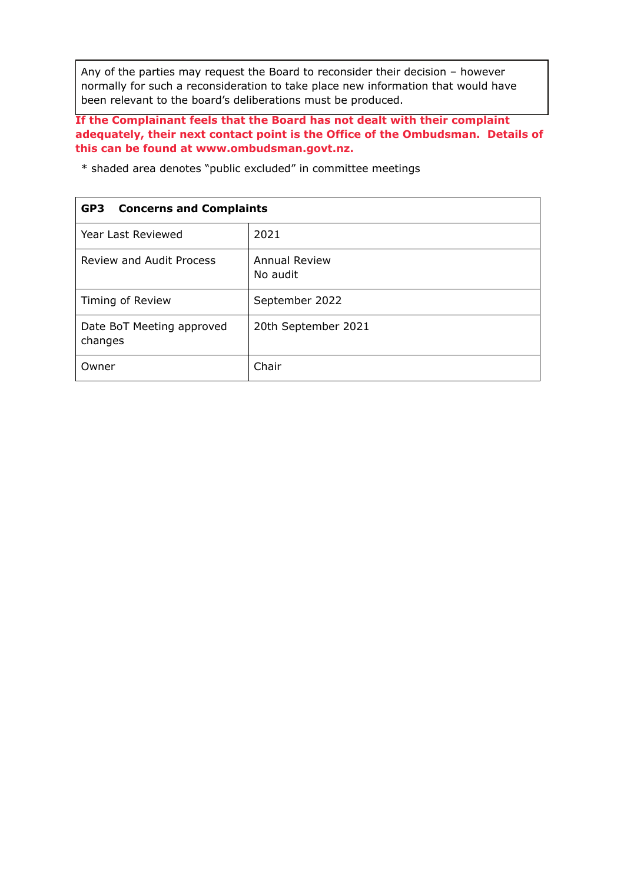| |
|---|
| Any of the parties may request the Board to reconsider their decision – however normally for such a reconsideration to take place new information that would have been relevant to the board's deliberations must be produced. |

**If the Complainant feels that the Board has not dealt with their complaint adequately, their next contact point is the Office of the Ombudsman. Details of this can be found at www.ombudsman.govt.nz.**

* shaded area denotes "public excluded" in committee meetings

| **GP3 Concerns and Complaints** | |
|---|---|
| Year Last Reviewed | 2021 |
| Review and Audit Process | Annual Review<br>No audit |
| Timing of Review | September 2022 |
| Date BoT Meeting approved changes | 20th September 2021 |
| Owner | Chair |